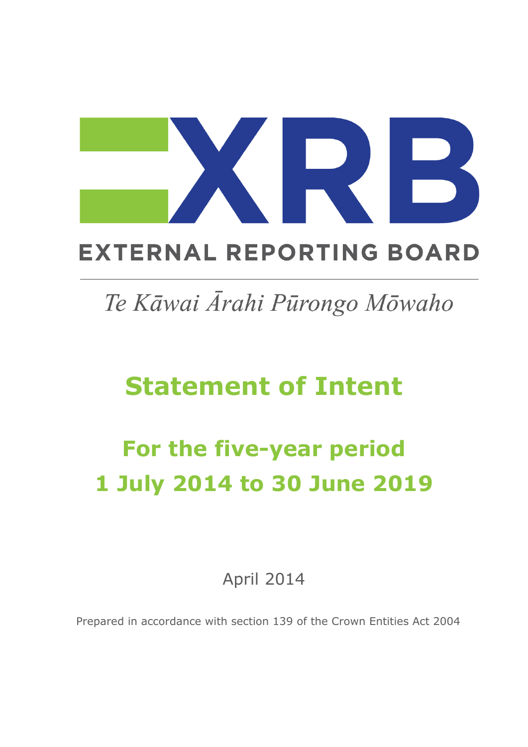# EXTERNAL REPORTING BOARD

*Te Kāwai Ārahi Pūrongo Mōwaho*

# Statement of Intent

## For the five-year period 1 July 2014 to 30 June 2019

April 2014

Prepared in accordance with section 139 of the Crown Entities Act 2004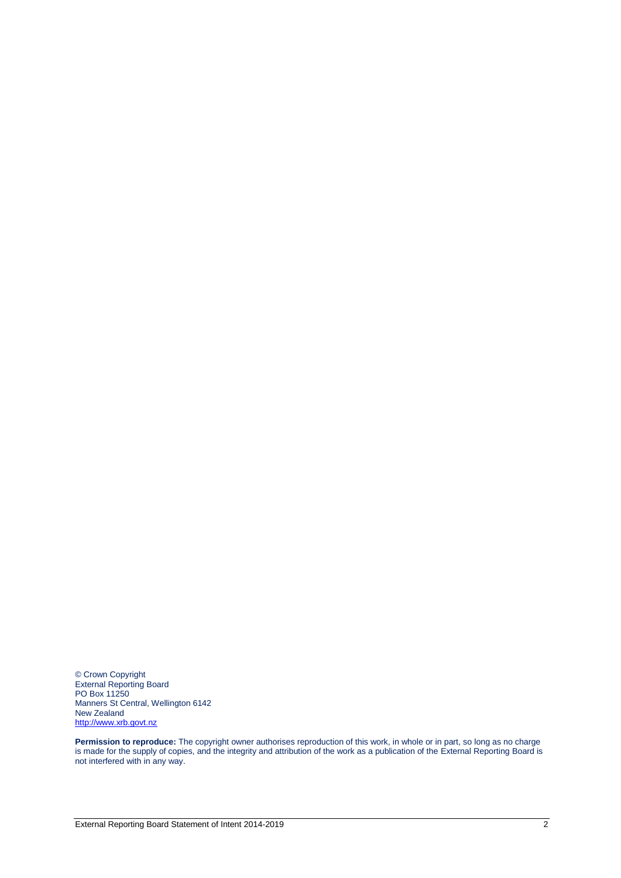© Crown Copyright
External Reporting Board
PO Box 11250
Manners St Central, Wellington 6142
New Zealand
http://www.xrb.govt.nz

**Permission to reproduce:** The copyright owner authorises reproduction of this work, in whole or in part, so long as no charge is made for the supply of copies, and the integrity and attribution of the work as a publication of the External Reporting Board is not interfered with in any way.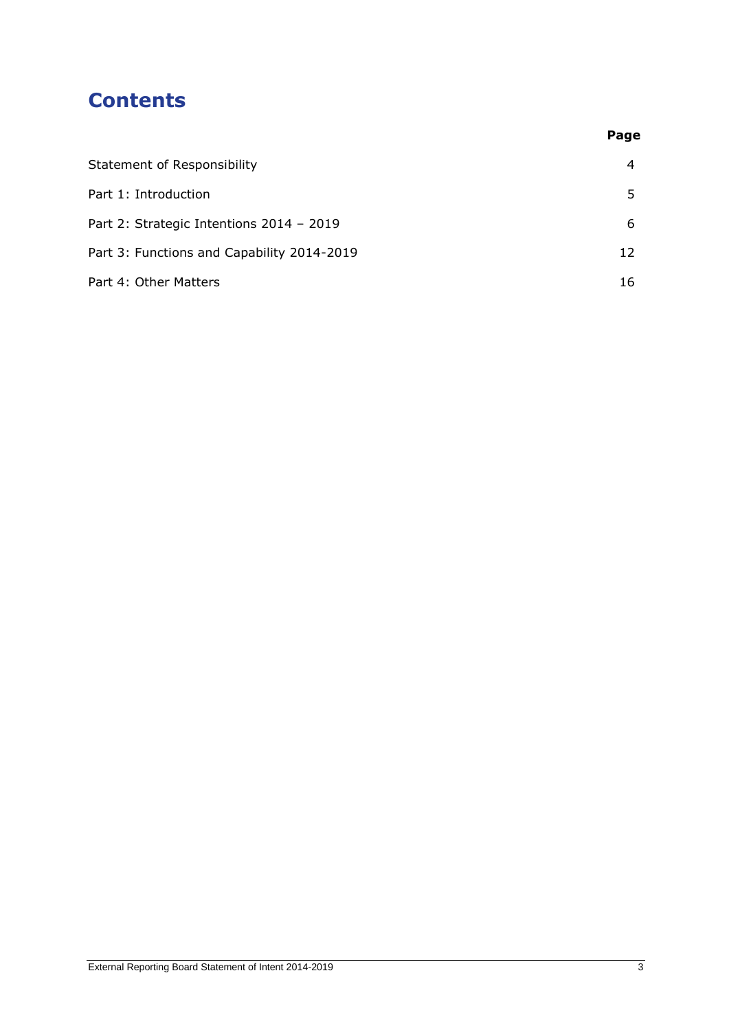# Contents

| | Page |
|---|---|
| Statement of Responsibility | 4 |
| Part 1: Introduction | 5 |
| Part 2: Strategic Intentions 2014 – 2019 | 6 |
| Part 3: Functions and Capability 2014-2019 | 12 |
| Part 4: Other Matters | 16 |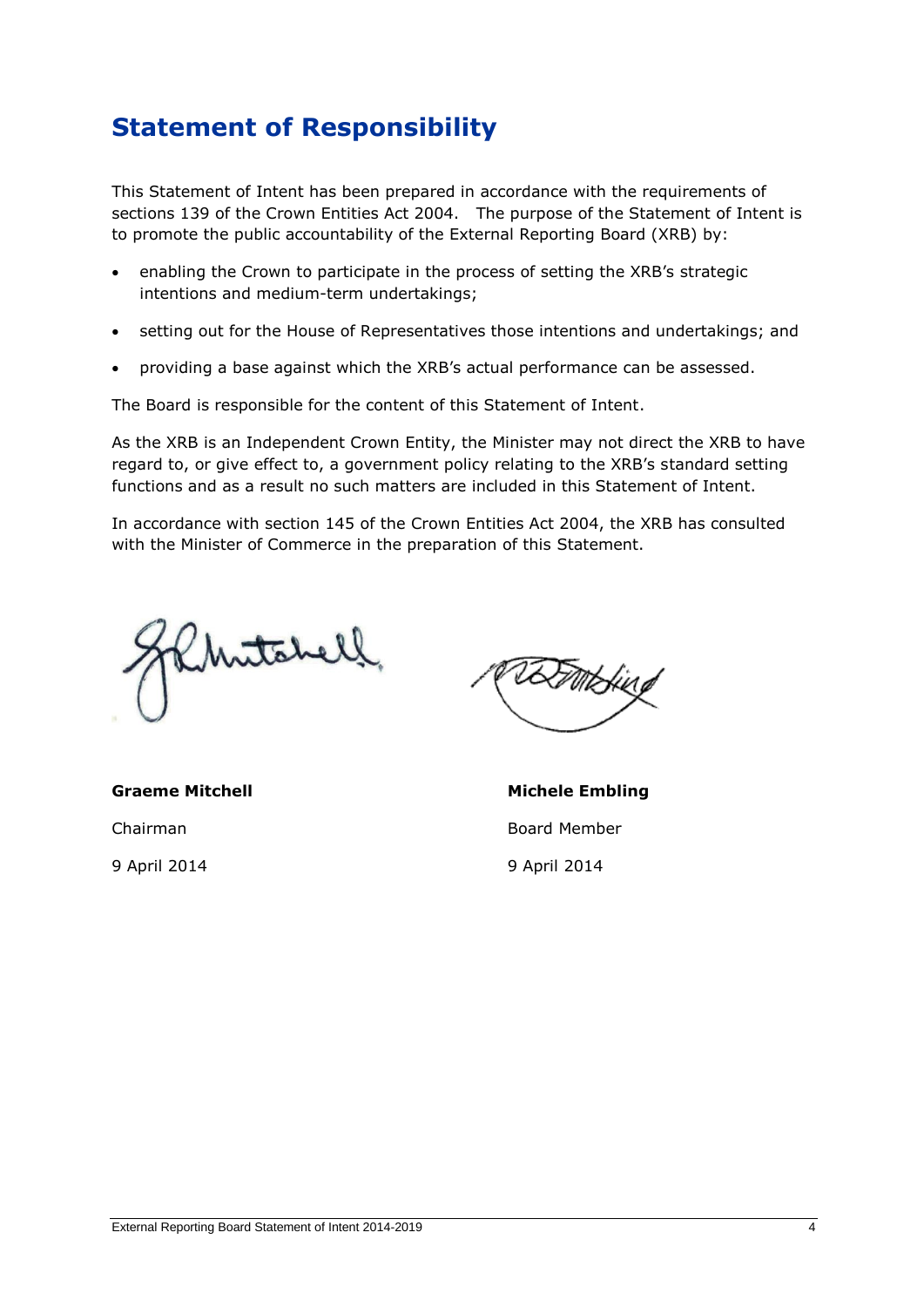# Statement of Responsibility

This Statement of Intent has been prepared in accordance with the requirements of sections 139 of the Crown Entities Act 2004. The purpose of the Statement of Intent is to promote the public accountability of the External Reporting Board (XRB) by:

- enabling the Crown to participate in the process of setting the XRB's strategic intentions and medium-term undertakings;
- setting out for the House of Representatives those intentions and undertakings; and
- providing a base against which the XRB's actual performance can be assessed.

The Board is responsible for the content of this Statement of Intent.

As the XRB is an Independent Crown Entity, the Minister may not direct the XRB to have regard to, or give effect to, a government policy relating to the XRB's standard setting functions and as a result no such matters are included in this Statement of Intent.

In accordance with section 145 of the Crown Entities Act 2004, the XRB has consulted with the Minister of Commerce in the preparation of this Statement.

**Graeme Mitchell**

Chairman

9 April 2014

**Michele Embling**

Board Member

9 April 2014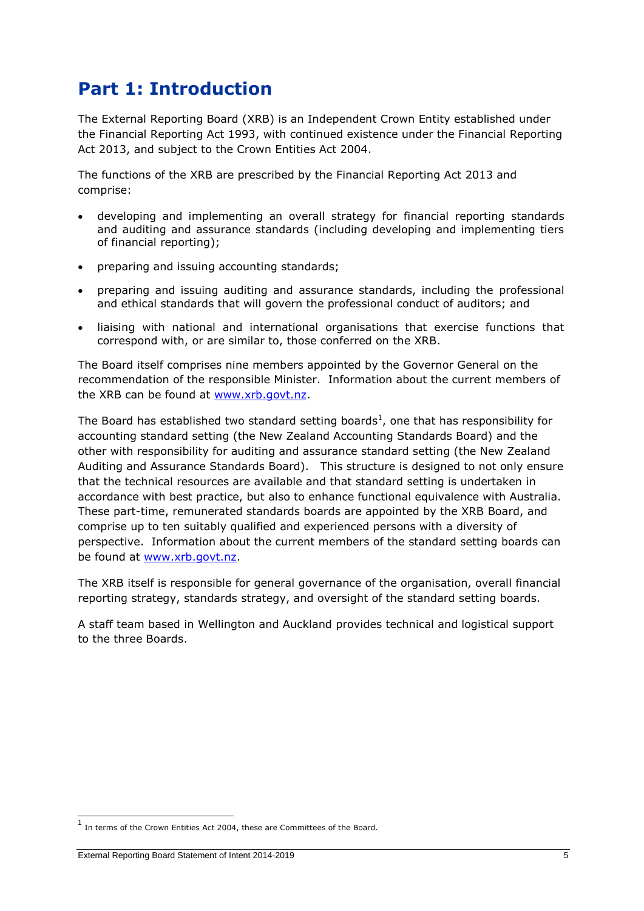# Part 1: Introduction

The External Reporting Board (XRB) is an Independent Crown Entity established under the Financial Reporting Act 1993, with continued existence under the Financial Reporting Act 2013, and subject to the Crown Entities Act 2004.

The functions of the XRB are prescribed by the Financial Reporting Act 2013 and comprise:

- developing and implementing an overall strategy for financial reporting standards and auditing and assurance standards (including developing and implementing tiers of financial reporting);
- preparing and issuing accounting standards;
- preparing and issuing auditing and assurance standards, including the professional and ethical standards that will govern the professional conduct of auditors; and
- liaising with national and international organisations that exercise functions that correspond with, or are similar to, those conferred on the XRB.

The Board itself comprises nine members appointed by the Governor General on the recommendation of the responsible Minister. Information about the current members of the XRB can be found at www.xrb.govt.nz.

The Board has established two standard setting boards[1], one that has responsibility for accounting standard setting (the New Zealand Accounting Standards Board) and the other with responsibility for auditing and assurance standard setting (the New Zealand Auditing and Assurance Standards Board). This structure is designed to not only ensure that the technical resources are available and that standard setting is undertaken in accordance with best practice, but also to enhance functional equivalence with Australia. These part-time, remunerated standards boards are appointed by the XRB Board, and comprise up to ten suitably qualified and experienced persons with a diversity of perspective. Information about the current members of the standard setting boards can be found at www.xrb.govt.nz.

The XRB itself is responsible for general governance of the organisation, overall financial reporting strategy, standards strategy, and oversight of the standard setting boards.

A staff team based in Wellington and Auckland provides technical and logistical support to the three Boards.

[1] In terms of the Crown Entities Act 2004, these are Committees of the Board.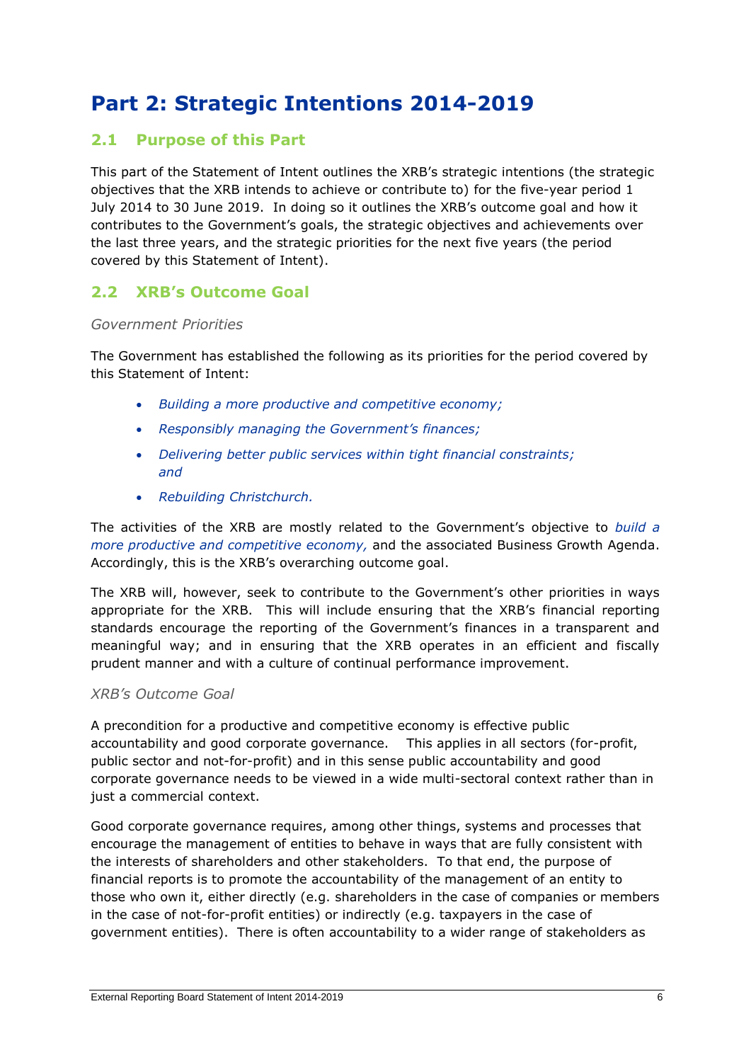# Part 2: Strategic Intentions 2014-2019

## 2.1 Purpose of this Part

This part of the Statement of Intent outlines the XRB's strategic intentions (the strategic objectives that the XRB intends to achieve or contribute to) for the five-year period 1 July 2014 to 30 June 2019. In doing so it outlines the XRB's outcome goal and how it contributes to the Government's goals, the strategic objectives and achievements over the last three years, and the strategic priorities for the next five years (the period covered by this Statement of Intent).

## 2.2 XRB's Outcome Goal

*Government Priorities*

The Government has established the following as its priorities for the period covered by this Statement of Intent:

- *Building a more productive and competitive economy;*
- *Responsibly managing the Government's finances;*
- *Delivering better public services within tight financial constraints; and*
- *Rebuilding Christchurch.*

The activities of the XRB are mostly related to the Government's objective to *build a more productive and competitive economy,* and the associated Business Growth Agenda. Accordingly, this is the XRB's overarching outcome goal.

The XRB will, however, seek to contribute to the Government's other priorities in ways appropriate for the XRB. This will include ensuring that the XRB's financial reporting standards encourage the reporting of the Government's finances in a transparent and meaningful way; and in ensuring that the XRB operates in an efficient and fiscally prudent manner and with a culture of continual performance improvement.

*XRB's Outcome Goal*

A precondition for a productive and competitive economy is effective public accountability and good corporate governance. This applies in all sectors (for-profit, public sector and not-for-profit) and in this sense public accountability and good corporate governance needs to be viewed in a wide multi-sectoral context rather than in just a commercial context.

Good corporate governance requires, among other things, systems and processes that encourage the management of entities to behave in ways that are fully consistent with the interests of shareholders and other stakeholders. To that end, the purpose of financial reports is to promote the accountability of the management of an entity to those who own it, either directly (e.g. shareholders in the case of companies or members in the case of not-for-profit entities) or indirectly (e.g. taxpayers in the case of government entities). There is often accountability to a wider range of stakeholders as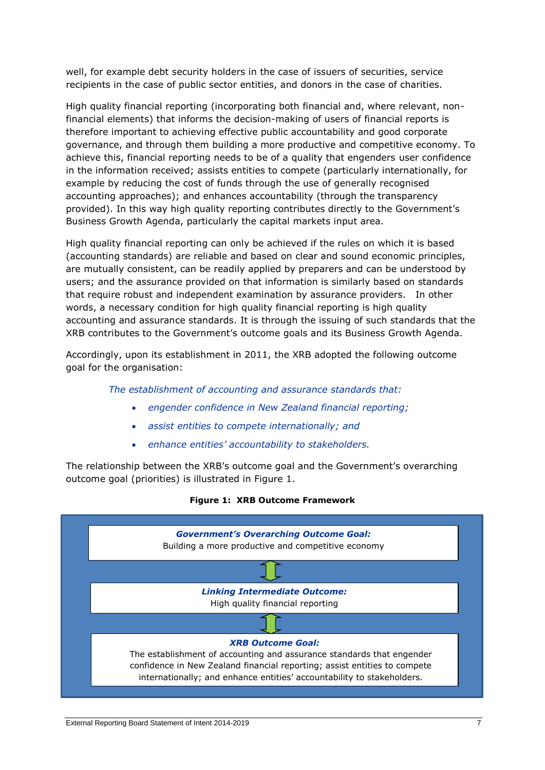well, for example debt security holders in the case of issuers of securities, service recipients in the case of public sector entities, and donors in the case of charities.

High quality financial reporting (incorporating both financial and, where relevant, non-financial elements) that informs the decision-making of users of financial reports is therefore important to achieving effective public accountability and good corporate governance, and through them building a more productive and competitive economy. To achieve this, financial reporting needs to be of a quality that engenders user confidence in the information received; assists entities to compete (particularly internationally, for example by reducing the cost of funds through the use of generally recognised accounting approaches); and enhances accountability (through the transparency provided). In this way high quality reporting contributes directly to the Government's Business Growth Agenda, particularly the capital markets input area.

High quality financial reporting can only be achieved if the rules on which it is based (accounting standards) are reliable and based on clear and sound economic principles, are mutually consistent, can be readily applied by preparers and can be understood by users; and the assurance provided on that information is similarly based on standards that require robust and independent examination by assurance providers. In other words, a necessary condition for high quality financial reporting is high quality accounting and assurance standards. It is through the issuing of such standards that the XRB contributes to the Government's outcome goals and its Business Growth Agenda.

Accordingly, upon its establishment in 2011, the XRB adopted the following outcome goal for the organisation:

> *The establishment of accounting and assurance standards that:*
>
> - *engender confidence in New Zealand financial reporting;*
> - *assist entities to compete internationally; and*
> - *enhance entities' accountability to stakeholders.*

The relationship between the XRB's outcome goal and the Government's overarching outcome goal (priorities) is illustrated in Figure 1.

**Figure 1: XRB Outcome Framework**

***Government's Overarching Outcome Goal:***
Building a more productive and competitive economy

↕

***Linking Intermediate Outcome:***
High quality financial reporting

↕

***XRB Outcome Goal:***
The establishment of accounting and assurance standards that engender confidence in New Zealand financial reporting; assist entities to compete internationally; and enhance entities' accountability to stakeholders.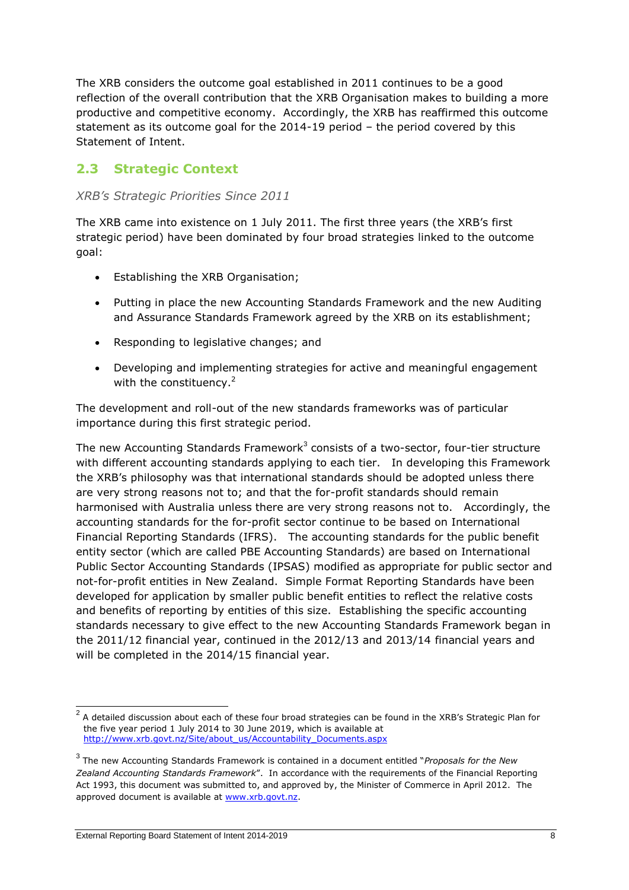The XRB considers the outcome goal established in 2011 continues to be a good reflection of the overall contribution that the XRB Organisation makes to building a more productive and competitive economy. Accordingly, the XRB has reaffirmed this outcome statement as its outcome goal for the 2014-19 period – the period covered by this Statement of Intent.

## 2.3 Strategic Context

*XRB's Strategic Priorities Since 2011*

The XRB came into existence on 1 July 2011. The first three years (the XRB's first strategic period) have been dominated by four broad strategies linked to the outcome goal:

- Establishing the XRB Organisation;
- Putting in place the new Accounting Standards Framework and the new Auditing and Assurance Standards Framework agreed by the XRB on its establishment;
- Responding to legislative changes; and
- Developing and implementing strategies for active and meaningful engagement with the constituency.[2]

The development and roll-out of the new standards frameworks was of particular importance during this first strategic period.

The new Accounting Standards Framework[3] consists of a two-sector, four-tier structure with different accounting standards applying to each tier. In developing this Framework the XRB's philosophy was that international standards should be adopted unless there are very strong reasons not to; and that the for-profit standards should remain harmonised with Australia unless there are very strong reasons not to. Accordingly, the accounting standards for the for-profit sector continue to be based on International Financial Reporting Standards (IFRS). The accounting standards for the public benefit entity sector (which are called PBE Accounting Standards) are based on International Public Sector Accounting Standards (IPSAS) modified as appropriate for public sector and not-for-profit entities in New Zealand. Simple Format Reporting Standards have been developed for application by smaller public benefit entities to reflect the relative costs and benefits of reporting by entities of this size. Establishing the specific accounting standards necessary to give effect to the new Accounting Standards Framework began in the 2011/12 financial year, continued in the 2012/13 and 2013/14 financial years and will be completed in the 2014/15 financial year.

---

[2] A detailed discussion about each of these four broad strategies can be found in the XRB's Strategic Plan for the five year period 1 July 2014 to 30 June 2019, which is available at http://www.xrb.govt.nz/Site/about_us/Accountability_Documents.aspx

[3] The new Accounting Standards Framework is contained in a document entitled "*Proposals for the New Zealand Accounting Standards Framework*". In accordance with the requirements of the Financial Reporting Act 1993, this document was submitted to, and approved by, the Minister of Commerce in April 2012. The approved document is available at www.xrb.govt.nz.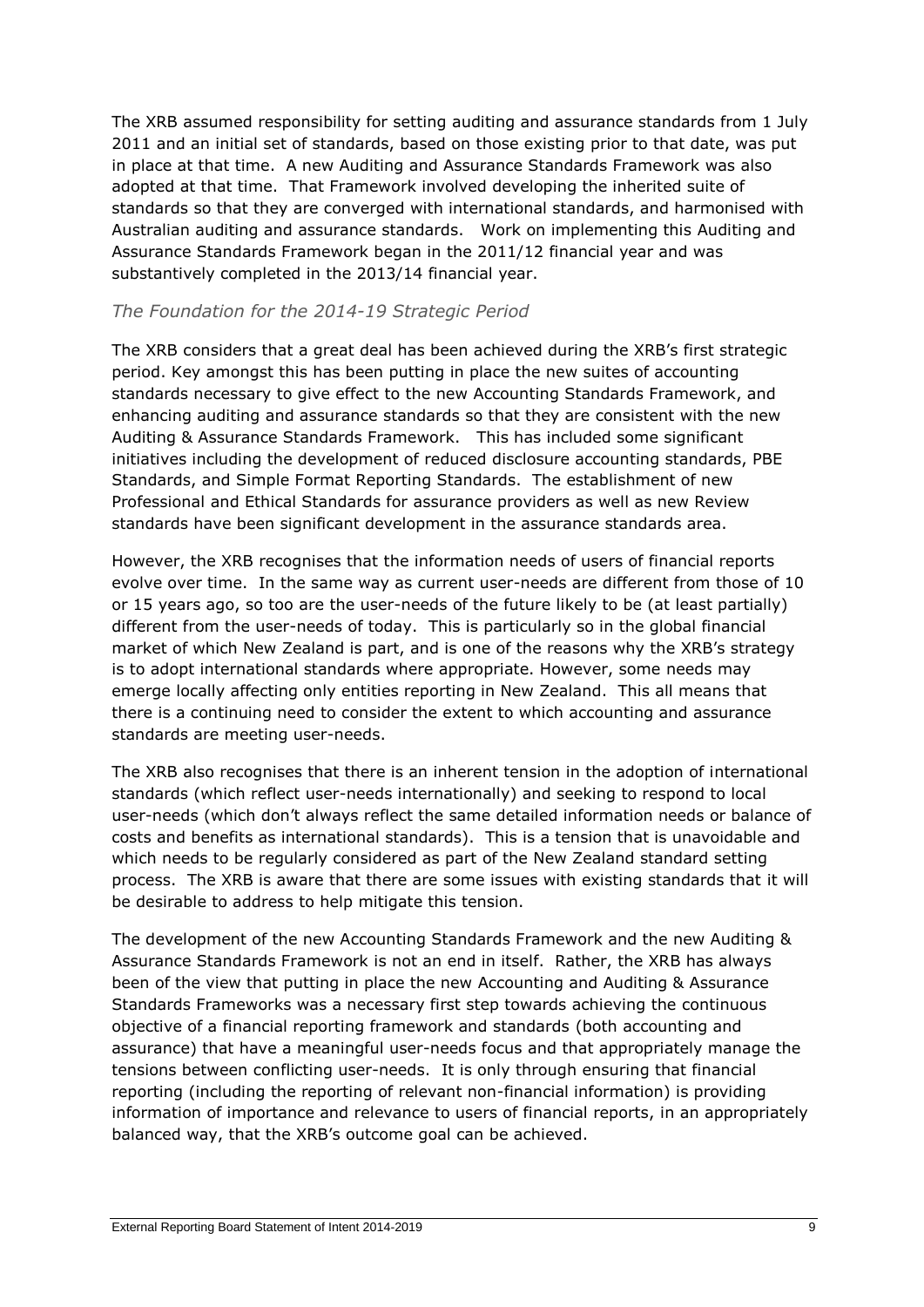The XRB assumed responsibility for setting auditing and assurance standards from 1 July 2011 and an initial set of standards, based on those existing prior to that date, was put in place at that time. A new Auditing and Assurance Standards Framework was also adopted at that time. That Framework involved developing the inherited suite of standards so that they are converged with international standards, and harmonised with Australian auditing and assurance standards. Work on implementing this Auditing and Assurance Standards Framework began in the 2011/12 financial year and was substantively completed in the 2013/14 financial year.

### *The Foundation for the 2014-19 Strategic Period*

The XRB considers that a great deal has been achieved during the XRB's first strategic period. Key amongst this has been putting in place the new suites of accounting standards necessary to give effect to the new Accounting Standards Framework, and enhancing auditing and assurance standards so that they are consistent with the new Auditing & Assurance Standards Framework. This has included some significant initiatives including the development of reduced disclosure accounting standards, PBE Standards, and Simple Format Reporting Standards. The establishment of new Professional and Ethical Standards for assurance providers as well as new Review standards have been significant development in the assurance standards area.

However, the XRB recognises that the information needs of users of financial reports evolve over time. In the same way as current user-needs are different from those of 10 or 15 years ago, so too are the user-needs of the future likely to be (at least partially) different from the user-needs of today. This is particularly so in the global financial market of which New Zealand is part, and is one of the reasons why the XRB's strategy is to adopt international standards where appropriate. However, some needs may emerge locally affecting only entities reporting in New Zealand. This all means that there is a continuing need to consider the extent to which accounting and assurance standards are meeting user-needs.

The XRB also recognises that there is an inherent tension in the adoption of international standards (which reflect user-needs internationally) and seeking to respond to local user-needs (which don't always reflect the same detailed information needs or balance of costs and benefits as international standards). This is a tension that is unavoidable and which needs to be regularly considered as part of the New Zealand standard setting process. The XRB is aware that there are some issues with existing standards that it will be desirable to address to help mitigate this tension.

The development of the new Accounting Standards Framework and the new Auditing & Assurance Standards Framework is not an end in itself. Rather, the XRB has always been of the view that putting in place the new Accounting and Auditing & Assurance Standards Frameworks was a necessary first step towards achieving the continuous objective of a financial reporting framework and standards (both accounting and assurance) that have a meaningful user-needs focus and that appropriately manage the tensions between conflicting user-needs. It is only through ensuring that financial reporting (including the reporting of relevant non-financial information) is providing information of importance and relevance to users of financial reports, in an appropriately balanced way, that the XRB's outcome goal can be achieved.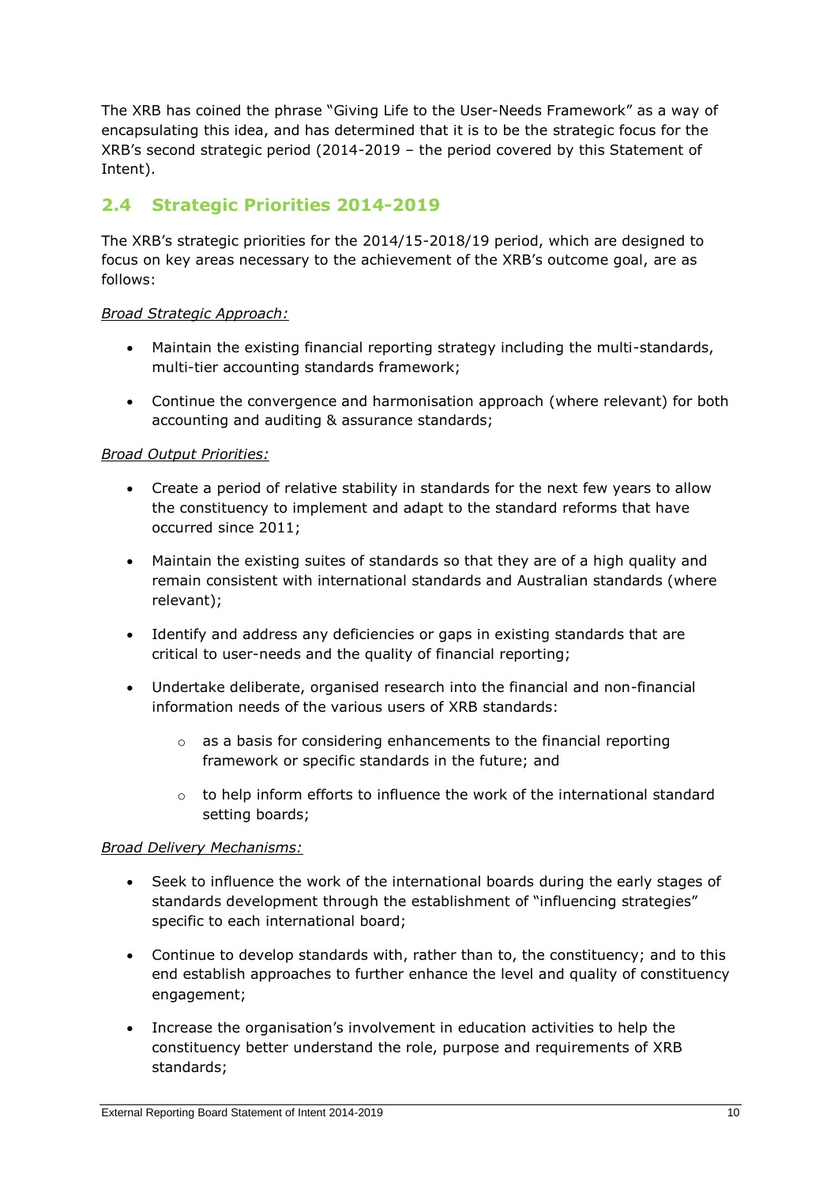The XRB has coined the phrase "Giving Life to the User-Needs Framework" as a way of encapsulating this idea, and has determined that it is to be the strategic focus for the XRB's second strategic period (2014-2019 – the period covered by this Statement of Intent).

## 2.4 Strategic Priorities 2014-2019

The XRB's strategic priorities for the 2014/15-2018/19 period, which are designed to focus on key areas necessary to the achievement of the XRB's outcome goal, are as follows:

*Broad Strategic Approach:*

- Maintain the existing financial reporting strategy including the multi-standards, multi-tier accounting standards framework;
- Continue the convergence and harmonisation approach (where relevant) for both accounting and auditing & assurance standards;

*Broad Output Priorities:*

- Create a period of relative stability in standards for the next few years to allow the constituency to implement and adapt to the standard reforms that have occurred since 2011;
- Maintain the existing suites of standards so that they are of a high quality and remain consistent with international standards and Australian standards (where relevant);
- Identify and address any deficiencies or gaps in existing standards that are critical to user-needs and the quality of financial reporting;
- Undertake deliberate, organised research into the financial and non-financial information needs of the various users of XRB standards:
  - as a basis for considering enhancements to the financial reporting framework or specific standards in the future; and
  - to help inform efforts to influence the work of the international standard setting boards;

*Broad Delivery Mechanisms:*

- Seek to influence the work of the international boards during the early stages of standards development through the establishment of "influencing strategies" specific to each international board;
- Continue to develop standards with, rather than to, the constituency; and to this end establish approaches to further enhance the level and quality of constituency engagement;
- Increase the organisation's involvement in education activities to help the constituency better understand the role, purpose and requirements of XRB standards;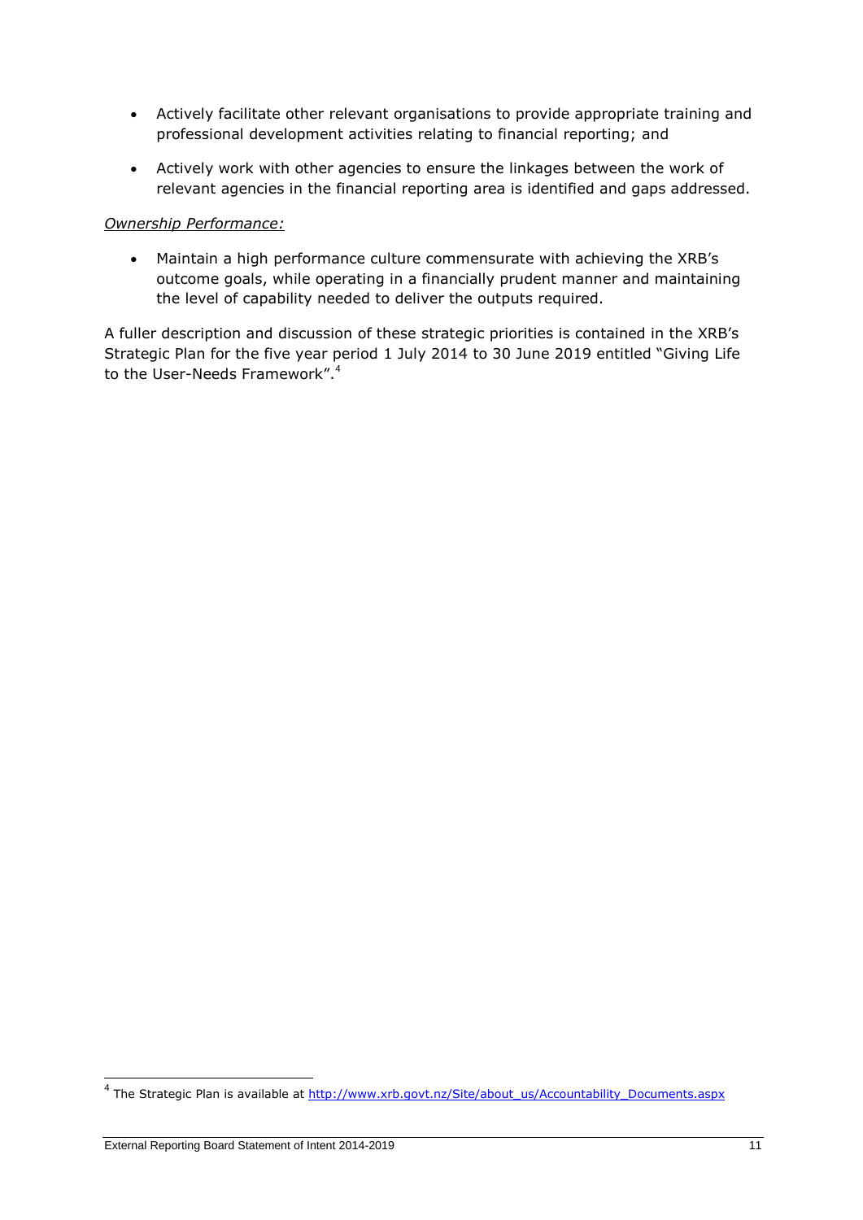- Actively facilitate other relevant organisations to provide appropriate training and professional development activities relating to financial reporting; and
- Actively work with other agencies to ensure the linkages between the work of relevant agencies in the financial reporting area is identified and gaps addressed.

*Ownership Performance:*

- Maintain a high performance culture commensurate with achieving the XRB's outcome goals, while operating in a financially prudent manner and maintaining the level of capability needed to deliver the outputs required.

A fuller description and discussion of these strategic priorities is contained in the XRB's Strategic Plan for the five year period 1 July 2014 to 30 June 2019 entitled "Giving Life to the User-Needs Framework".[4]

[4] The Strategic Plan is available at http://www.xrb.govt.nz/Site/about_us/Accountability_Documents.aspx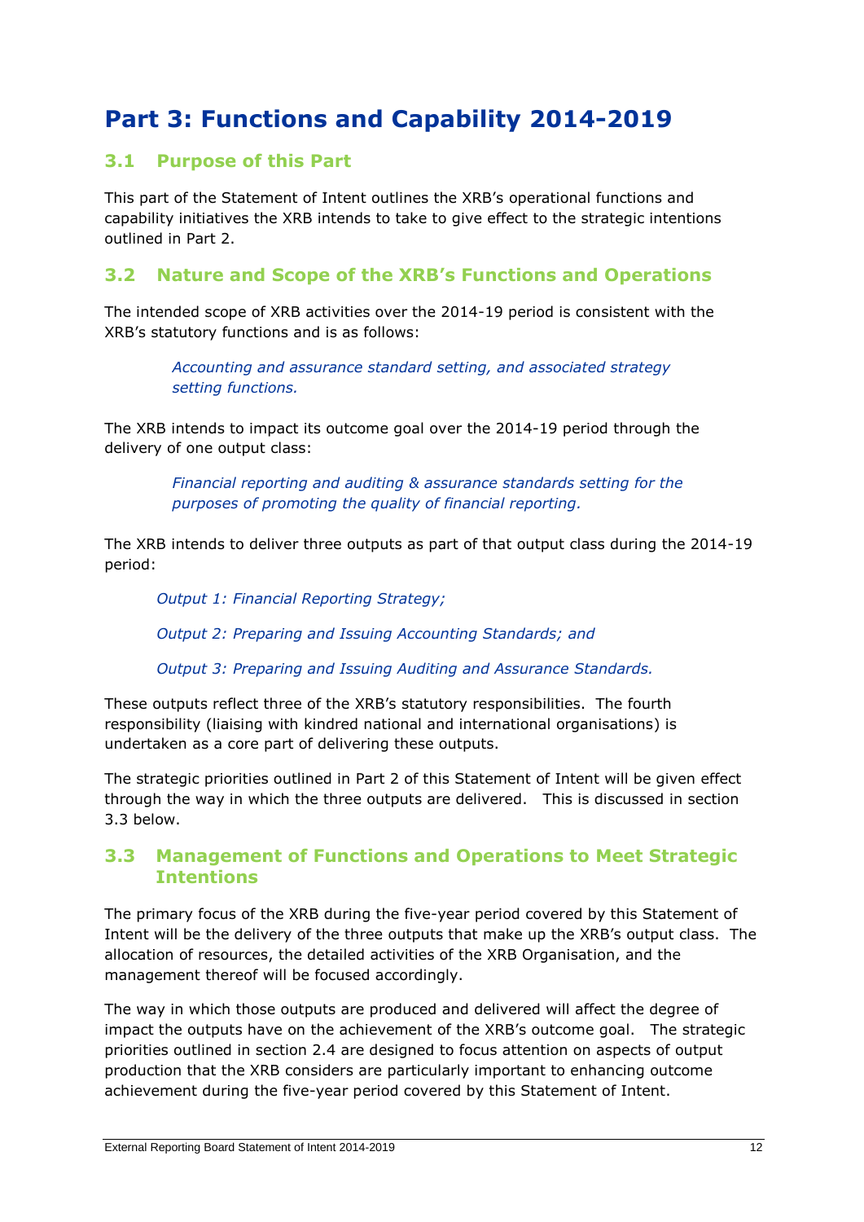# Part 3: Functions and Capability 2014-2019

## 3.1 Purpose of this Part

This part of the Statement of Intent outlines the XRB's operational functions and capability initiatives the XRB intends to take to give effect to the strategic intentions outlined in Part 2.

## 3.2 Nature and Scope of the XRB's Functions and Operations

The intended scope of XRB activities over the 2014-19 period is consistent with the XRB's statutory functions and is as follows:

> *Accounting and assurance standard setting, and associated strategy setting functions.*

The XRB intends to impact its outcome goal over the 2014-19 period through the delivery of one output class:

> *Financial reporting and auditing & assurance standards setting for the purposes of promoting the quality of financial reporting.*

The XRB intends to deliver three outputs as part of that output class during the 2014-19 period:

> *Output 1: Financial Reporting Strategy;*
>
> *Output 2: Preparing and Issuing Accounting Standards; and*
>
> *Output 3: Preparing and Issuing Auditing and Assurance Standards.*

These outputs reflect three of the XRB's statutory responsibilities. The fourth responsibility (liaising with kindred national and international organisations) is undertaken as a core part of delivering these outputs.

The strategic priorities outlined in Part 2 of this Statement of Intent will be given effect through the way in which the three outputs are delivered. This is discussed in section 3.3 below.

## 3.3 Management of Functions and Operations to Meet Strategic Intentions

The primary focus of the XRB during the five-year period covered by this Statement of Intent will be the delivery of the three outputs that make up the XRB's output class. The allocation of resources, the detailed activities of the XRB Organisation, and the management thereof will be focused accordingly.

The way in which those outputs are produced and delivered will affect the degree of impact the outputs have on the achievement of the XRB's outcome goal. The strategic priorities outlined in section 2.4 are designed to focus attention on aspects of output production that the XRB considers are particularly important to enhancing outcome achievement during the five-year period covered by this Statement of Intent.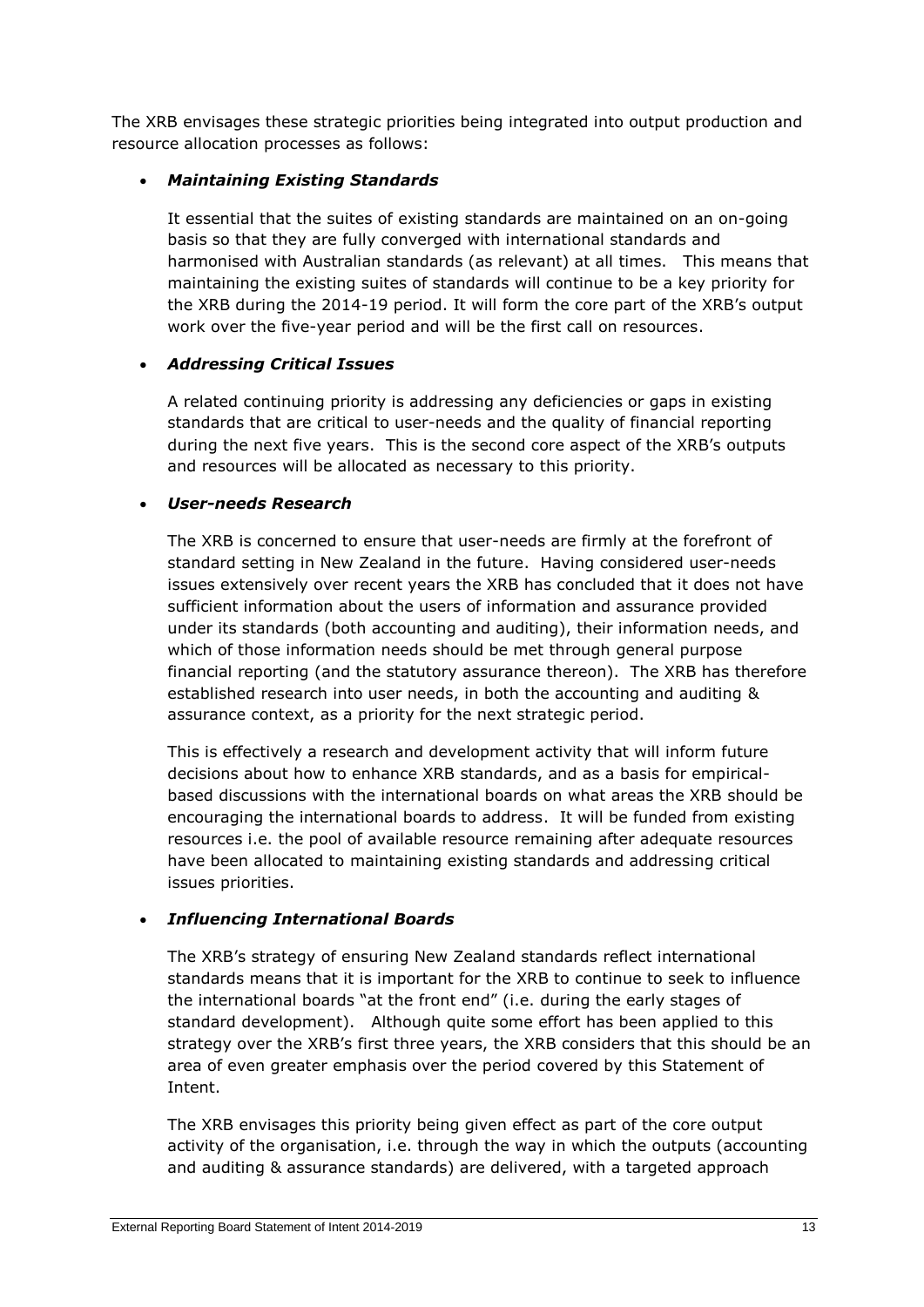The XRB envisages these strategic priorities being integrated into output production and resource allocation processes as follows:

- ***Maintaining Existing Standards***

  It essential that the suites of existing standards are maintained on an on-going basis so that they are fully converged with international standards and harmonised with Australian standards (as relevant) at all times. This means that maintaining the existing suites of standards will continue to be a key priority for the XRB during the 2014-19 period. It will form the core part of the XRB's output work over the five-year period and will be the first call on resources.

- ***Addressing Critical Issues***

  A related continuing priority is addressing any deficiencies or gaps in existing standards that are critical to user-needs and the quality of financial reporting during the next five years. This is the second core aspect of the XRB's outputs and resources will be allocated as necessary to this priority.

- ***User-needs Research***

  The XRB is concerned to ensure that user-needs are firmly at the forefront of standard setting in New Zealand in the future. Having considered user-needs issues extensively over recent years the XRB has concluded that it does not have sufficient information about the users of information and assurance provided under its standards (both accounting and auditing), their information needs, and which of those information needs should be met through general purpose financial reporting (and the statutory assurance thereon). The XRB has therefore established research into user needs, in both the accounting and auditing & assurance context, as a priority for the next strategic period.

  This is effectively a research and development activity that will inform future decisions about how to enhance XRB standards, and as a basis for empirical-based discussions with the international boards on what areas the XRB should be encouraging the international boards to address. It will be funded from existing resources i.e. the pool of available resource remaining after adequate resources have been allocated to maintaining existing standards and addressing critical issues priorities.

- ***Influencing International Boards***

  The XRB's strategy of ensuring New Zealand standards reflect international standards means that it is important for the XRB to continue to seek to influence the international boards "at the front end" (i.e. during the early stages of standard development). Although quite some effort has been applied to this strategy over the XRB's first three years, the XRB considers that this should be an area of even greater emphasis over the period covered by this Statement of Intent.

  The XRB envisages this priority being given effect as part of the core output activity of the organisation, i.e. through the way in which the outputs (accounting and auditing & assurance standards) are delivered, with a targeted approach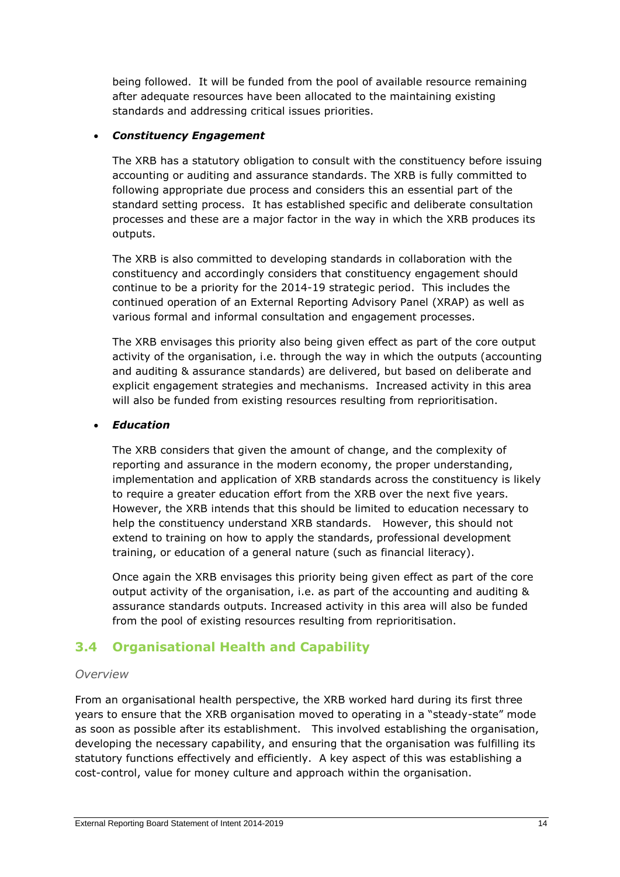being followed. It will be funded from the pool of available resource remaining after adequate resources have been allocated to the maintaining existing standards and addressing critical issues priorities.

- ***Constituency Engagement***

  The XRB has a statutory obligation to consult with the constituency before issuing accounting or auditing and assurance standards. The XRB is fully committed to following appropriate due process and considers this an essential part of the standard setting process. It has established specific and deliberate consultation processes and these are a major factor in the way in which the XRB produces its outputs.

  The XRB is also committed to developing standards in collaboration with the constituency and accordingly considers that constituency engagement should continue to be a priority for the 2014-19 strategic period. This includes the continued operation of an External Reporting Advisory Panel (XRAP) as well as various formal and informal consultation and engagement processes.

  The XRB envisages this priority also being given effect as part of the core output activity of the organisation, i.e. through the way in which the outputs (accounting and auditing & assurance standards) are delivered, but based on deliberate and explicit engagement strategies and mechanisms. Increased activity in this area will also be funded from existing resources resulting from reprioritisation.

- ***Education***

  The XRB considers that given the amount of change, and the complexity of reporting and assurance in the modern economy, the proper understanding, implementation and application of XRB standards across the constituency is likely to require a greater education effort from the XRB over the next five years. However, the XRB intends that this should be limited to education necessary to help the constituency understand XRB standards. However, this should not extend to training on how to apply the standards, professional development training, or education of a general nature (such as financial literacy).

  Once again the XRB envisages this priority being given effect as part of the core output activity of the organisation, i.e. as part of the accounting and auditing & assurance standards outputs. Increased activity in this area will also be funded from the pool of existing resources resulting from reprioritisation.

## 3.4 Organisational Health and Capability

*Overview*

From an organisational health perspective, the XRB worked hard during its first three years to ensure that the XRB organisation moved to operating in a "steady-state" mode as soon as possible after its establishment. This involved establishing the organisation, developing the necessary capability, and ensuring that the organisation was fulfilling its statutory functions effectively and efficiently. A key aspect of this was establishing a cost-control, value for money culture and approach within the organisation.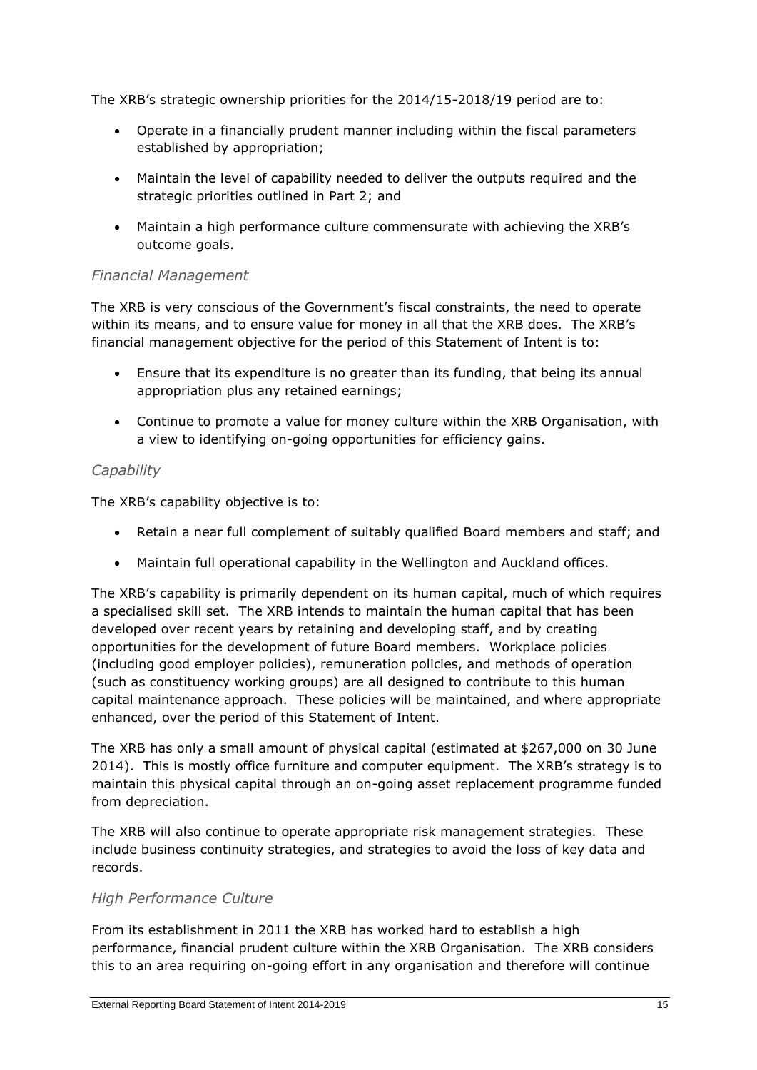The XRB's strategic ownership priorities for the 2014/15-2018/19 period are to:

- Operate in a financially prudent manner including within the fiscal parameters established by appropriation;
- Maintain the level of capability needed to deliver the outputs required and the strategic priorities outlined in Part 2; and
- Maintain a high performance culture commensurate with achieving the XRB's outcome goals.

### *Financial Management*

The XRB is very conscious of the Government's fiscal constraints, the need to operate within its means, and to ensure value for money in all that the XRB does. The XRB's financial management objective for the period of this Statement of Intent is to:

- Ensure that its expenditure is no greater than its funding, that being its annual appropriation plus any retained earnings;
- Continue to promote a value for money culture within the XRB Organisation, with a view to identifying on-going opportunities for efficiency gains.

### *Capability*

The XRB's capability objective is to:

- Retain a near full complement of suitably qualified Board members and staff; and
- Maintain full operational capability in the Wellington and Auckland offices.

The XRB's capability is primarily dependent on its human capital, much of which requires a specialised skill set. The XRB intends to maintain the human capital that has been developed over recent years by retaining and developing staff, and by creating opportunities for the development of future Board members. Workplace policies (including good employer policies), remuneration policies, and methods of operation (such as constituency working groups) are all designed to contribute to this human capital maintenance approach. These policies will be maintained, and where appropriate enhanced, over the period of this Statement of Intent.

The XRB has only a small amount of physical capital (estimated at $267,000 on 30 June 2014). This is mostly office furniture and computer equipment. The XRB's strategy is to maintain this physical capital through an on-going asset replacement programme funded from depreciation.

The XRB will also continue to operate appropriate risk management strategies. These include business continuity strategies, and strategies to avoid the loss of key data and records.

### *High Performance Culture*

From its establishment in 2011 the XRB has worked hard to establish a high performance, financial prudent culture within the XRB Organisation. The XRB considers this to an area requiring on-going effort in any organisation and therefore will continue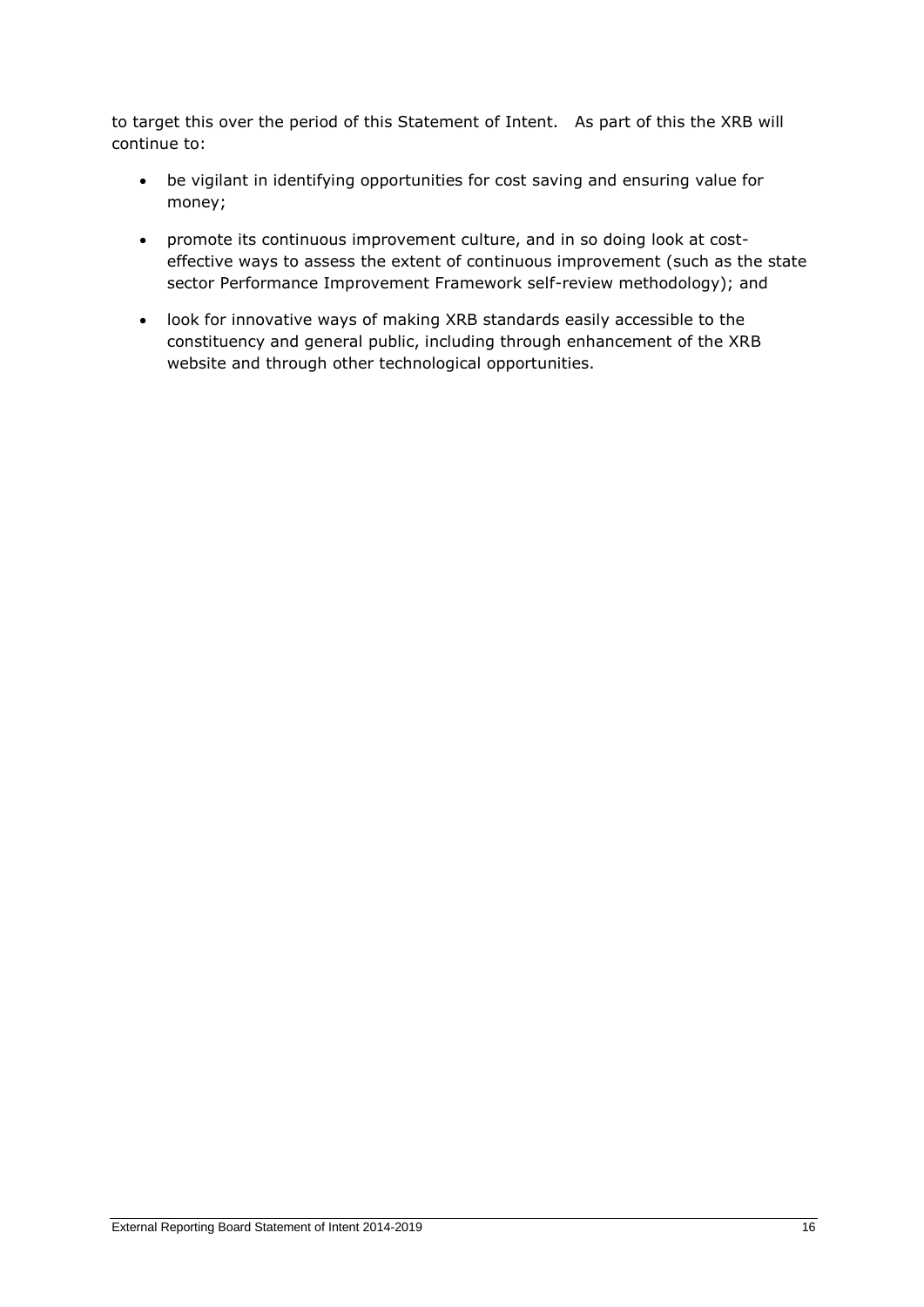to target this over the period of this Statement of Intent. As part of this the XRB will continue to:

- be vigilant in identifying opportunities for cost saving and ensuring value for money;
- promote its continuous improvement culture, and in so doing look at cost-effective ways to assess the extent of continuous improvement (such as the state sector Performance Improvement Framework self-review methodology); and
- look for innovative ways of making XRB standards easily accessible to the constituency and general public, including through enhancement of the XRB website and through other technological opportunities.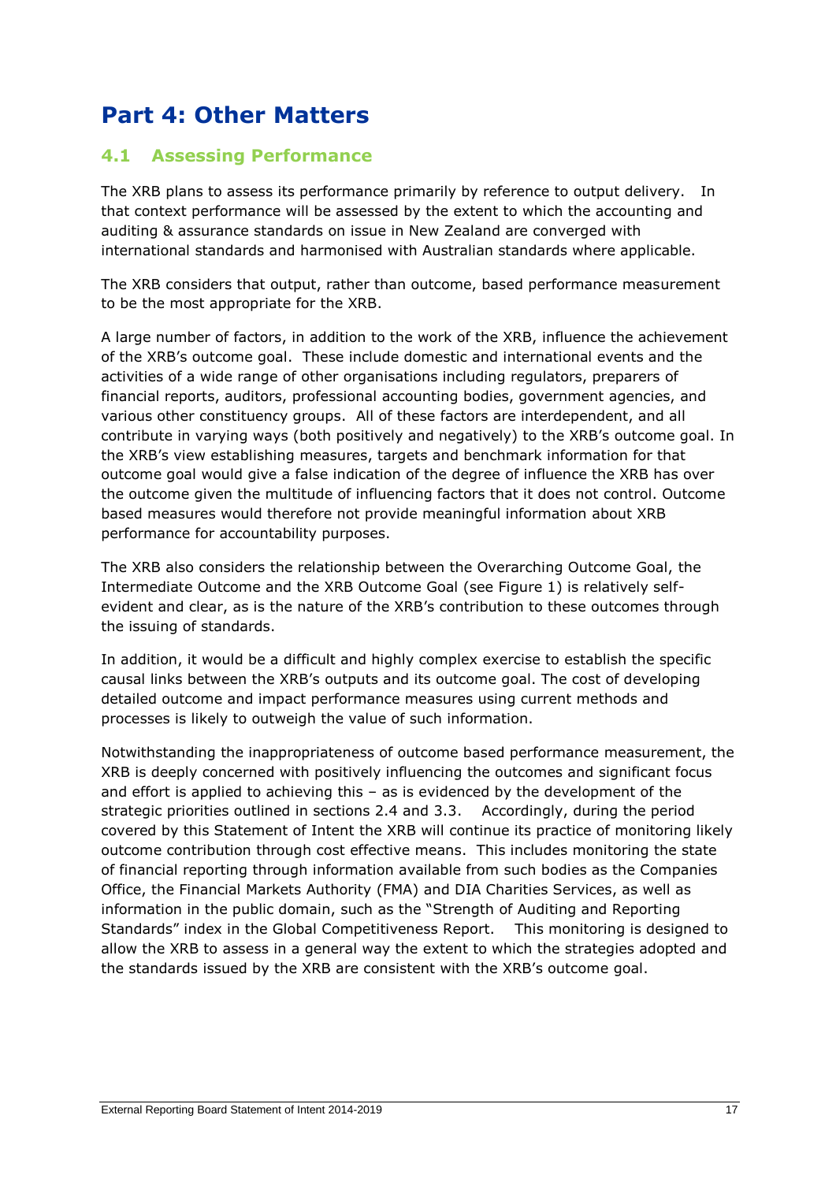# Part 4: Other Matters

## 4.1 Assessing Performance

The XRB plans to assess its performance primarily by reference to output delivery. In that context performance will be assessed by the extent to which the accounting and auditing & assurance standards on issue in New Zealand are converged with international standards and harmonised with Australian standards where applicable.

The XRB considers that output, rather than outcome, based performance measurement to be the most appropriate for the XRB.

A large number of factors, in addition to the work of the XRB, influence the achievement of the XRB's outcome goal. These include domestic and international events and the activities of a wide range of other organisations including regulators, preparers of financial reports, auditors, professional accounting bodies, government agencies, and various other constituency groups. All of these factors are interdependent, and all contribute in varying ways (both positively and negatively) to the XRB's outcome goal. In the XRB's view establishing measures, targets and benchmark information for that outcome goal would give a false indication of the degree of influence the XRB has over the outcome given the multitude of influencing factors that it does not control. Outcome based measures would therefore not provide meaningful information about XRB performance for accountability purposes.

The XRB also considers the relationship between the Overarching Outcome Goal, the Intermediate Outcome and the XRB Outcome Goal (see Figure 1) is relatively self-evident and clear, as is the nature of the XRB's contribution to these outcomes through the issuing of standards.

In addition, it would be a difficult and highly complex exercise to establish the specific causal links between the XRB's outputs and its outcome goal. The cost of developing detailed outcome and impact performance measures using current methods and processes is likely to outweigh the value of such information.

Notwithstanding the inappropriateness of outcome based performance measurement, the XRB is deeply concerned with positively influencing the outcomes and significant focus and effort is applied to achieving this – as is evidenced by the development of the strategic priorities outlined in sections 2.4 and 3.3. Accordingly, during the period covered by this Statement of Intent the XRB will continue its practice of monitoring likely outcome contribution through cost effective means. This includes monitoring the state of financial reporting through information available from such bodies as the Companies Office, the Financial Markets Authority (FMA) and DIA Charities Services, as well as information in the public domain, such as the "Strength of Auditing and Reporting Standards" index in the Global Competitiveness Report. This monitoring is designed to allow the XRB to assess in a general way the extent to which the strategies adopted and the standards issued by the XRB are consistent with the XRB's outcome goal.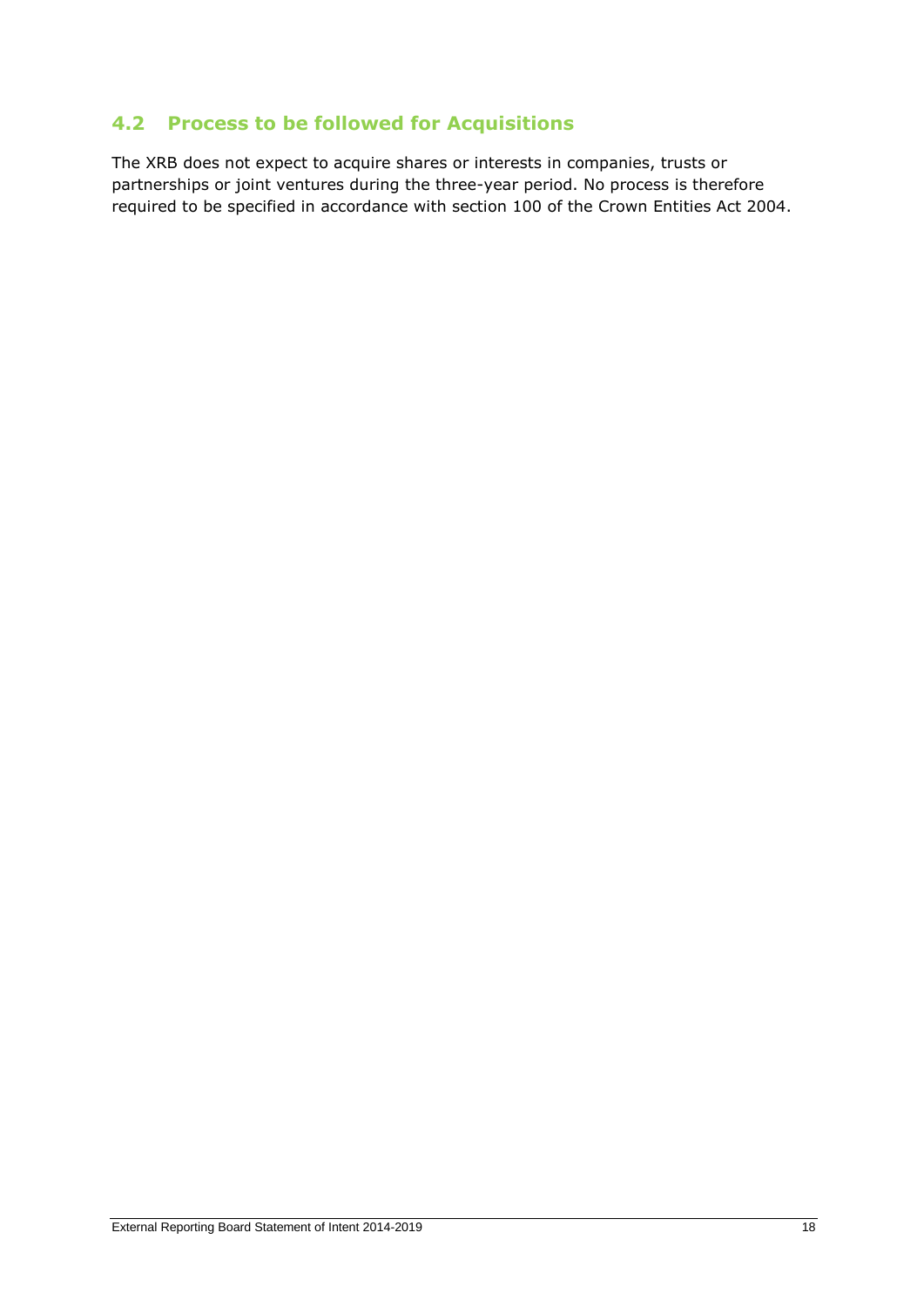## 4.2 Process to be followed for Acquisitions

The XRB does not expect to acquire shares or interests in companies, trusts or partnerships or joint ventures during the three-year period. No process is therefore required to be specified in accordance with section 100 of the Crown Entities Act 2004.